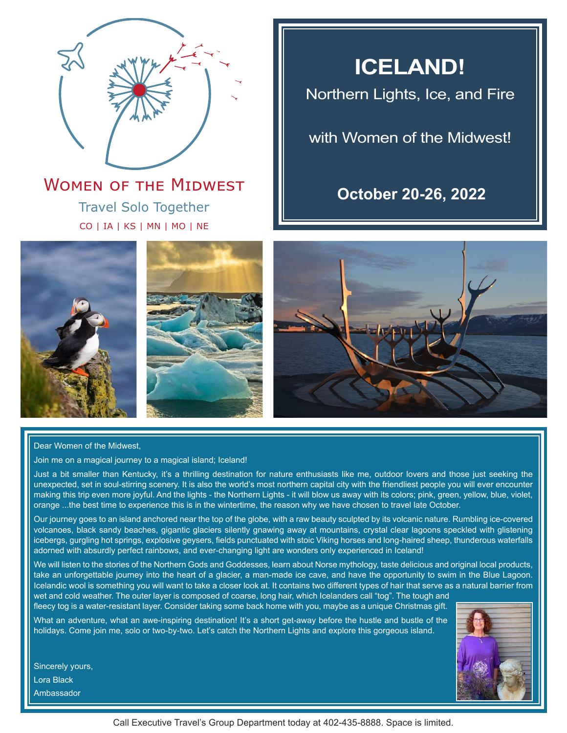WOMEN OF THE MIDWEST

Travel Solo Together

CO | IA | KS | MN | MO | NE

# ICELAND!

## Northern Lights, Ice, and Fire

## with Women of the Midwest!

**October 20-26, 2022**

Dear Women of the Midwest,

Join me on a magical journey to a magical island; Iceland!

Just a bit smaller than Kentucky, it's a thrilling destination for nature enthusiasts like me, outdoor lovers and those just seeking the unexpected, set in soul-stirring scenery. It is also the world's most northern capital city with the friendliest people you will ever encounter making this trip even more joyful. And the lights - the Northern Lights - it will blow us away with its colors; pink, green, yellow, blue, violet, orange ...the best time to experience this is in the wintertime, the reason why we have chosen to travel late October.

Our journey goes to an island anchored near the top of the globe, with a raw beauty sculpted by its volcanic nature. Rumbling ice-covered volcanoes, black sandy beaches, gigantic glaciers silently gnawing away at mountains, crystal clear lagoons speckled with glistening icebergs, gurgling hot springs, explosive geysers, fields punctuated with stoic Viking horses and long-haired sheep, thunderous waterfalls adorned with absurdly perfect rainbows, and ever-changing light are wonders only experienced in Iceland!

We will listen to the stories of the Northern Gods and Goddesses, learn about Norse mythology, taste delicious and original local products, take an unforgettable journey into the heart of a glacier, a man-made ice cave, and have the opportunity to swim in the Blue Lagoon. Icelandic wool is something you will want to take a closer look at. It contains two different types of hair that serve as a natural barrier from wet and cold weather. The outer layer is composed of coarse, long hair, which Icelanders call "tog". The tough and fleecy tog is a water-resistant layer. Consider taking some back home with you, maybe as a unique Christmas gift.

What an adventure, what an awe-inspiring destination! It's a short get-away before the hustle and bustle of the holidays. Come join me, solo or two-by-two. Let's catch the Northern Lights and explore this gorgeous island.

Sincerely yours,
Lora Black
Ambassador

Call Executive Travel's Group Department today at 402-435-8888. Space is limited.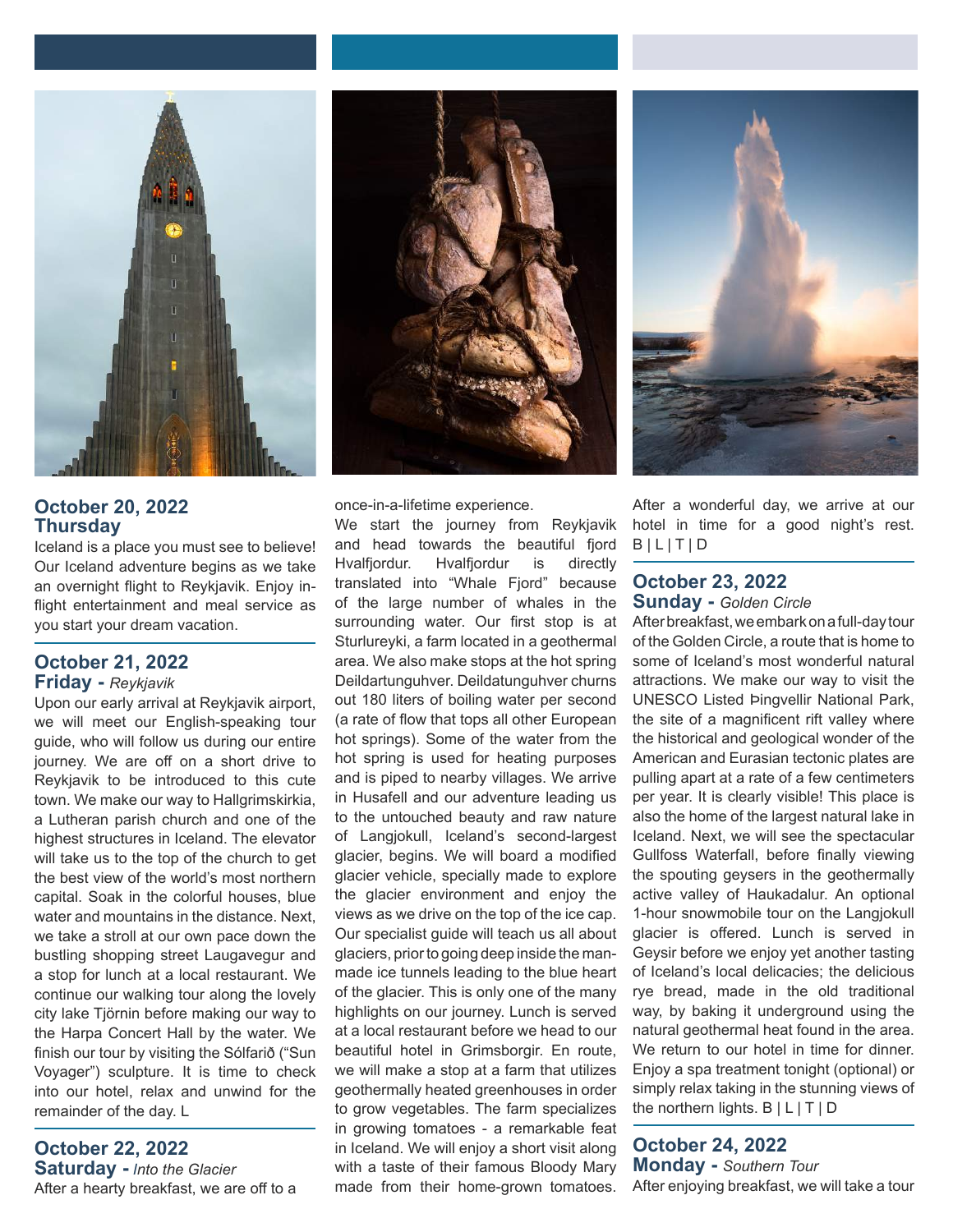## October 20, 2022
### Thursday

Iceland is a place you must see to believe! Our Iceland adventure begins as we take an overnight flight to Reykjavik. Enjoy in-flight entertainment and meal service as you start your dream vacation.

## October 21, 2022
### Friday - *Reykjavik*

Upon our early arrival at Reykjavik airport, we will meet our English-speaking tour guide, who will follow us during our entire journey. We are off on a short drive to Reykjavik to be introduced to this cute town. We make our way to Hallgrimskirkia, a Lutheran parish church and one of the highest structures in Iceland. The elevator will take us to the top of the church to get the best view of the world's most northern capital. Soak in the colorful houses, blue water and mountains in the distance. Next, we take a stroll at our own pace down the bustling shopping street Laugavegur and a stop for lunch at a local restaurant. We continue our walking tour along the lovely city lake Tjörnin before making our way to the Harpa Concert Hall by the water. We finish our tour by visiting the Sólfarið ("Sun Voyager") sculpture. It is time to check into our hotel, relax and unwind for the remainder of the day. L

## October 22, 2022
### Saturday - *Into the Glacier*

After a hearty breakfast, we are off to a once-in-a-lifetime experience.

We start the journey from Reykjavik and head towards the beautiful fjord Hvalfjordur. Hvalfjordur is directly translated into "Whale Fjord" because of the large number of whales in the surrounding water. Our first stop is at Sturlureyki, a farm located in a geothermal area. We also make stops at the hot spring Deildartunguhver. Deildatunguhver churns out 180 liters of boiling water per second (a rate of flow that tops all other European hot springs). Some of the water from the hot spring is used for heating purposes and is piped to nearby villages. We arrive in Husafell and our adventure leading us to the untouched beauty and raw nature of Langjokull, Iceland's second-largest glacier, begins. We will board a modified glacier vehicle, specially made to explore the glacier environment and enjoy the views as we drive on the top of the ice cap. Our specialist guide will teach us all about glaciers, prior to going deep inside the man-made ice tunnels leading to the blue heart of the glacier. This is only one of the many highlights on our journey. Lunch is served at a local restaurant before we head to our beautiful hotel in Grimsborgir. En route, we will make a stop at a farm that utilizes geothermally heated greenhouses in order to grow vegetables. The farm specializes in growing tomatoes - a remarkable feat in Iceland. We will enjoy a short visit along with a taste of their famous Bloody Mary made from their home-grown tomatoes. After a wonderful day, we arrive at our hotel in time for a good night's rest. B | L | T | D

## October 23, 2022
### Sunday - *Golden Circle*

After breakfast, we embark on a full-day tour of the Golden Circle, a route that is home to some of Iceland's most wonderful natural attractions. We make our way to visit the UNESCO Listed Þingvellir National Park, the site of a magnificent rift valley where the historical and geological wonder of the American and Eurasian tectonic plates are pulling apart at a rate of a few centimeters per year. It is clearly visible! This place is also the home of the largest natural lake in Iceland. Next, we will see the spectacular Gullfoss Waterfall, before finally viewing the spouting geysers in the geothermally active valley of Haukadalur. An optional 1-hour snowmobile tour on the Langjokull glacier is offered. Lunch is served in Geysir before we enjoy yet another tasting of Iceland's local delicacies; the delicious rye bread, made in the old traditional way, by baking it underground using the natural geothermal heat found in the area. We return to our hotel in time for dinner. Enjoy a spa treatment tonight (optional) or simply relax taking in the stunning views of the northern lights. B | L | T | D

## October 24, 2022
### Monday - *Southern Tour*

After enjoying breakfast, we will take a tour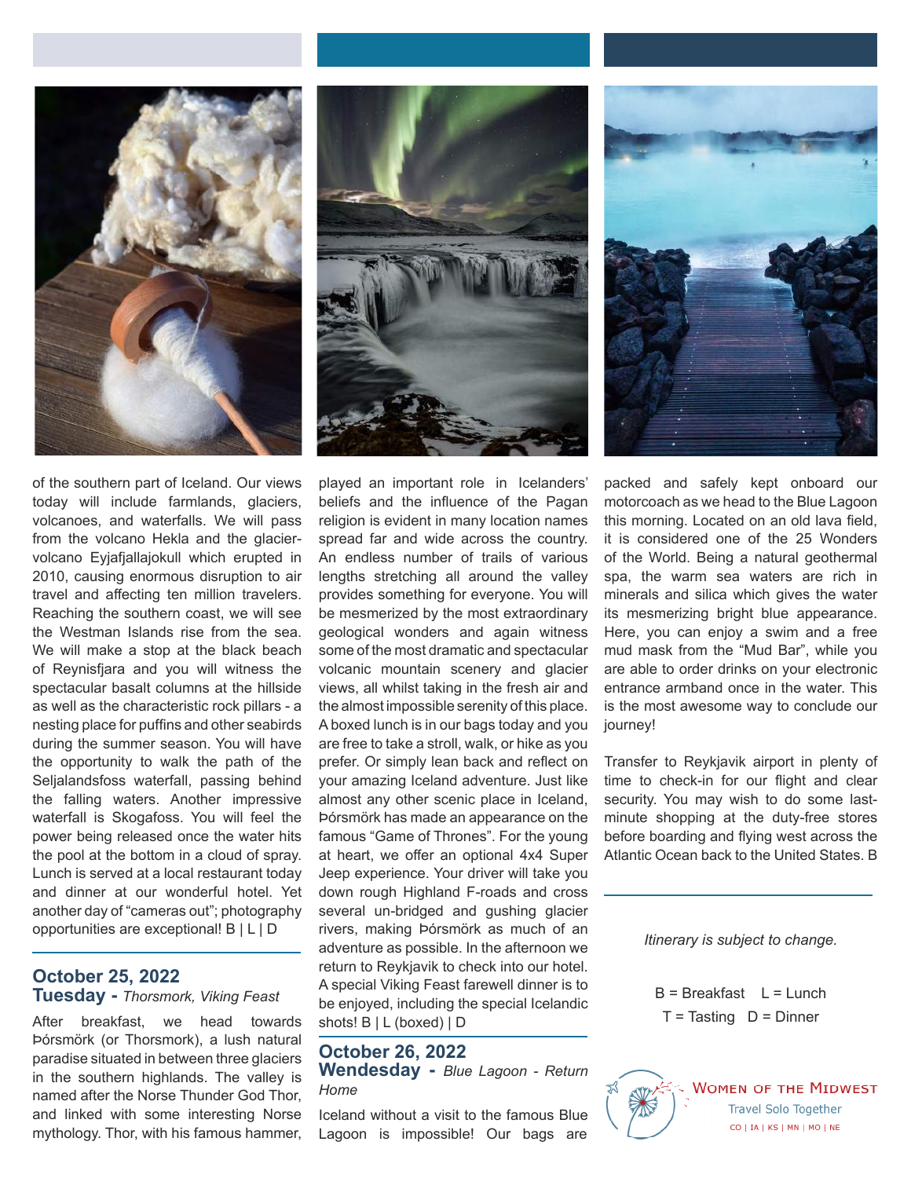of the southern part of Iceland. Our views today will include farmlands, glaciers, volcanoes, and waterfalls. We will pass from the volcano Hekla and the glacier-volcano Eyjafjallajokull which erupted in 2010, causing enormous disruption to air travel and affecting ten million travelers. Reaching the southern coast, we will see the Westman Islands rise from the sea. We will make a stop at the black beach of Reynisfjara and you will witness the spectacular basalt columns at the hillside as well as the characteristic rock pillars - a nesting place for puffins and other seabirds during the summer season. You will have the opportunity to walk the path of the Seljalandsfoss waterfall, passing behind the falling waters. Another impressive waterfall is Skogafoss. You will feel the power being released once the water hits the pool at the bottom in a cloud of spray. Lunch is served at a local restaurant today and dinner at our wonderful hotel. Yet another day of "cameras out"; photography opportunities are exceptional! B | L | D

## October 25, 2022
### Tuesday - *Thorsmork, Viking Feast*

After breakfast, we head towards Þórsmörk (or Thorsmork), a lush natural paradise situated in between three glaciers in the southern highlands. The valley is named after the Norse Thunder God Thor, and linked with some interesting Norse mythology. Thor, with his famous hammer, played an important role in Icelanders' beliefs and the influence of the Pagan religion is evident in many location names spread far and wide across the country. An endless number of trails of various lengths stretching all around the valley provides something for everyone. You will be mesmerized by the most extraordinary geological wonders and again witness some of the most dramatic and spectacular volcanic mountain scenery and glacier views, all whilst taking in the fresh air and the almost impossible serenity of this place. A boxed lunch is in our bags today and you are free to take a stroll, walk, or hike as you prefer. Or simply lean back and reflect on your amazing Iceland adventure. Just like almost any other scenic place in Iceland, Þórsmörk has made an appearance on the famous "Game of Thrones". For the young at heart, we offer an optional 4x4 Super Jeep experience. Your driver will take you down rough Highland F-roads and cross several un-bridged and gushing glacier rivers, making Þórsmörk as much of an adventure as possible. In the afternoon we return to Reykjavik to check into our hotel. A special Viking Feast farewell dinner is to be enjoyed, including the special Icelandic shots! B | L (boxed) | D

## October 26, 2022
### Wendesday - *Blue Lagoon - Return Home*

Iceland without a visit to the famous Blue Lagoon is impossible! Our bags are packed and safely kept onboard our motorcoach as we head to the Blue Lagoon this morning. Located on an old lava field, it is considered one of the 25 Wonders of the World. Being a natural geothermal spa, the warm sea waters are rich in minerals and silica which gives the water its mesmerizing bright blue appearance. Here, you can enjoy a swim and a free mud mask from the "Mud Bar", while you are able to order drinks on your electronic entrance armband once in the water. This is the most awesome way to conclude our journey!

Transfer to Reykjavik airport in plenty of time to check-in for our flight and clear security. You may wish to do some last-minute shopping at the duty-free stores before boarding and flying west across the Atlantic Ocean back to the United States. B

*Itinerary is subject to change.*

B = Breakfast  L = Lunch
T = Tasting  D = Dinner

WOMEN OF THE MIDWEST
Travel Solo Together
CO | IA | KS | MN | MO | NE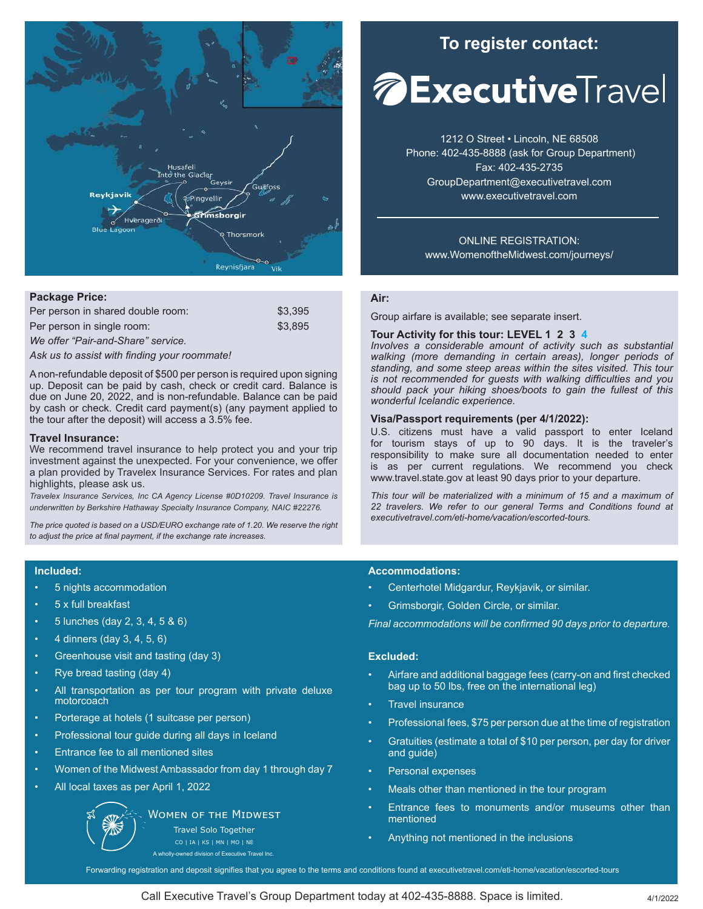## To register contact:

**ExecutiveTravel**

1212 O Street • Lincoln, NE 68508
Phone: 402-435-8888 (ask for Group Department)
Fax: 402-435-2735
GroupDepartment@executivetravel.com
www.executivetravel.com

ONLINE REGISTRATION:
www.WomenoftheMidwest.com/journeys/

### Package Price:

| | |
|---|---|
| Per person in shared double room: | $3,395 |
| Per person in single room: | $3,895 |

*We offer "Pair-and-Share" service.*

*Ask us to assist with finding your roommate!*

A non-refundable deposit of $500 per person is required upon signing up. Deposit can be paid by cash, check or credit card. Balance is due on June 20, 2022, and is non-refundable. Balance can be paid by cash or check. Credit card payment(s) (any payment applied to the tour after the deposit) will access a 3.5% fee.

### Travel Insurance:

We recommend travel insurance to help protect you and your trip investment against the unexpected. For your convenience, we offer a plan provided by Travelex Insurance Services. For rates and plan highlights, please ask us.

*Travelex Insurance Services, Inc CA Agency License #0D10209. Travel Insurance is underwritten by Berkshire Hathaway Specialty Insurance Company, NAIC #22276.*

*The price quoted is based on a USD/EURO exchange rate of 1.20. We reserve the right to adjust the price at final payment, if the exchange rate increases.*

### Air:

Group airfare is available; see separate insert.

### Tour Activity for this tour: LEVEL 1 2 3 **4**

*Involves a considerable amount of activity such as substantial walking (more demanding in certain areas), longer periods of standing, and some steep areas within the sites visited. This tour is not recommended for guests with walking difficulties and you should pack your hiking shoes/boots to gain the fullest of this wonderful Icelandic experience.*

### Visa/Passport requirements (per 4/1/2022):

U.S. citizens must have a valid passport to enter Iceland for tourism stays of up to 90 days. It is the traveler's responsibility to make sure all documentation needed to enter is as per current regulations. We recommend you check www.travel.state.gov at least 90 days prior to your departure.

*This tour will be materialized with a minimum of 15 and a maximum of 22 travelers. We refer to our general Terms and Conditions found at executivetravel.com/eti-home/vacation/escorted-tours.*

### Included:

- 5 nights accommodation
- 5 x full breakfast
- 5 lunches (day 2, 3, 4, 5 & 6)
- 4 dinners (day 3, 4, 5, 6)
- Greenhouse visit and tasting (day 3)
- Rye bread tasting (day 4)
- All transportation as per tour program with private deluxe motorcoach
- Porterage at hotels (1 suitcase per person)
- Professional tour guide during all days in Iceland
- Entrance fee to all mentioned sites
- Women of the Midwest Ambassador from day 1 through day 7
- All local taxes as per April 1, 2022

Women of the Midwest
Travel Solo Together
CO | IA | KS | MN | MO | NE
A wholly-owned division of Executive Travel Inc.

### Accommodations:

- Centerhotel Midgardur, Reykjavik, or similar.
- Grimsborgir, Golden Circle, or similar.

*Final accommodations will be confirmed 90 days prior to departure.*

### Excluded:

- Airfare and additional baggage fees (carry-on and first checked bag up to 50 lbs, free on the international leg)
- Travel insurance
- Professional fees, $75 per person due at the time of registration
- Gratuities (estimate a total of $10 per person, per day for driver and guide)
- Personal expenses
- Meals other than mentioned in the tour program
- Entrance fees to monuments and/or museums other than mentioned
- Anything not mentioned in the inclusions

Forwarding registration and deposit signifies that you agree to the terms and conditions found at executivetravel.com/eti-home/vacation/escorted-tours

Call Executive Travel's Group Department today at 402-435-8888. Space is limited.

4/1/2022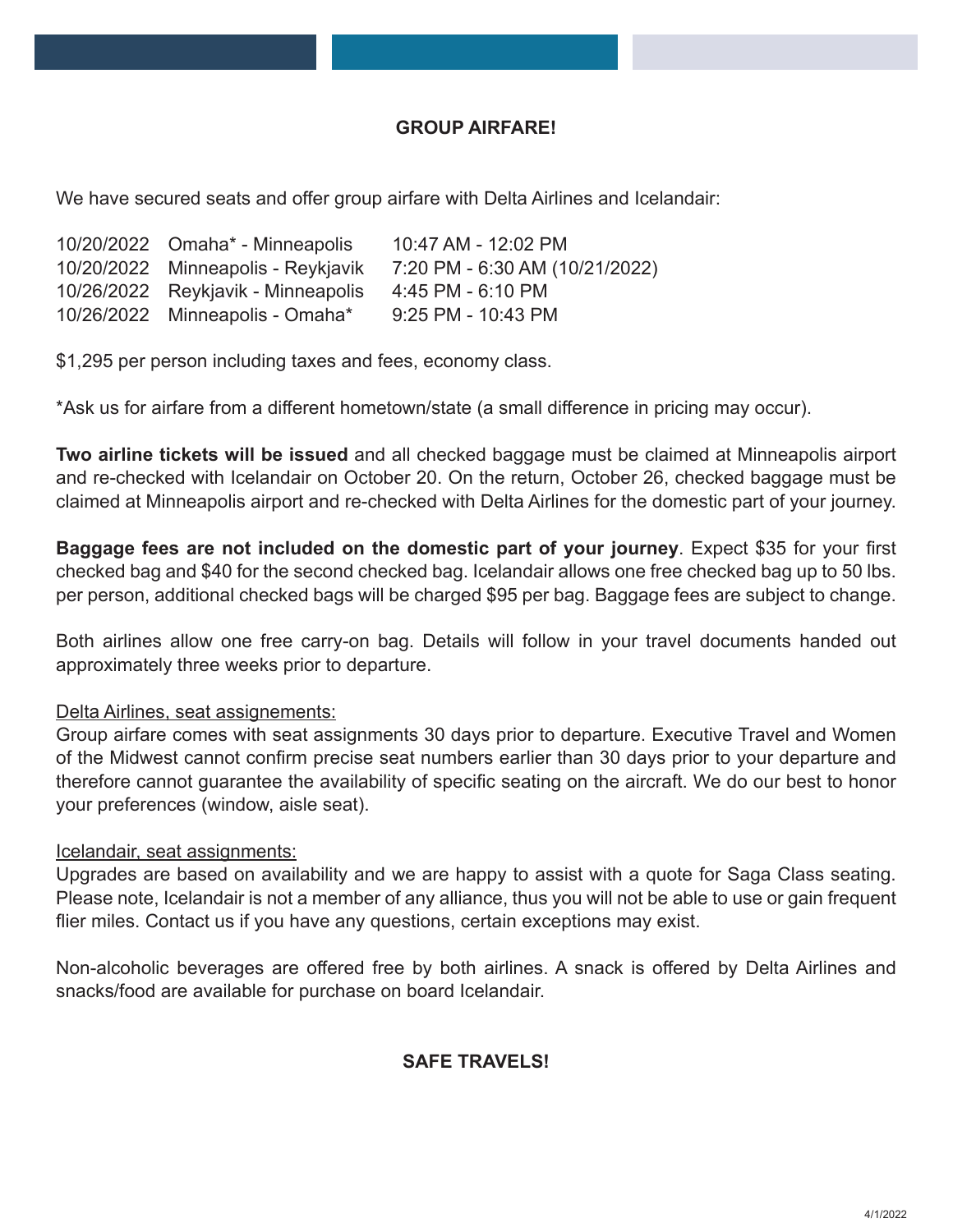**GROUP AIRFARE!**

We have secured seats and offer group airfare with Delta Airlines and Icelandair:

| | | |
|---|---|---|
| 10/20/2022 | Omaha* - Minneapolis | 10:47 AM - 12:02 PM |
| 10/20/2022 | Minneapolis - Reykjavik | 7:20 PM - 6:30 AM (10/21/2022) |
| 10/26/2022 | Reykjavik - Minneapolis | 4:45 PM - 6:10 PM |
| 10/26/2022 | Minneapolis - Omaha* | 9:25 PM - 10:43 PM |

$1,295 per person including taxes and fees, economy class.

*Ask us for airfare from a different hometown/state (a small difference in pricing may occur).

**Two airline tickets will be issued** and all checked baggage must be claimed at Minneapolis airport and re-checked with Icelandair on October 20. On the return, October 26, checked baggage must be claimed at Minneapolis airport and re-checked with Delta Airlines for the domestic part of your journey.

**Baggage fees are not included on the domestic part of your journey**. Expect $35 for your first checked bag and $40 for the second checked bag. Icelandair allows one free checked bag up to 50 lbs. per person, additional checked bags will be charged $95 per bag. Baggage fees are subject to change.

Both airlines allow one free carry-on bag. Details will follow in your travel documents handed out approximately three weeks prior to departure.

<u>Delta Airlines, seat assignements:</u>
Group airfare comes with seat assignments 30 days prior to departure. Executive Travel and Women of the Midwest cannot confirm precise seat numbers earlier than 30 days prior to your departure and therefore cannot guarantee the availability of specific seating on the aircraft. We do our best to honor your preferences (window, aisle seat).

<u>Icelandair, seat assignments:</u>
Upgrades are based on availability and we are happy to assist with a quote for Saga Class seating. Please note, Icelandair is not a member of any alliance, thus you will not be able to use or gain frequent flier miles. Contact us if you have any questions, certain exceptions may exist.

Non-alcoholic beverages are offered free by both airlines. A snack is offered by Delta Airlines and snacks/food are available for purchase on board Icelandair.

**SAFE TRAVELS!**

4/1/2022